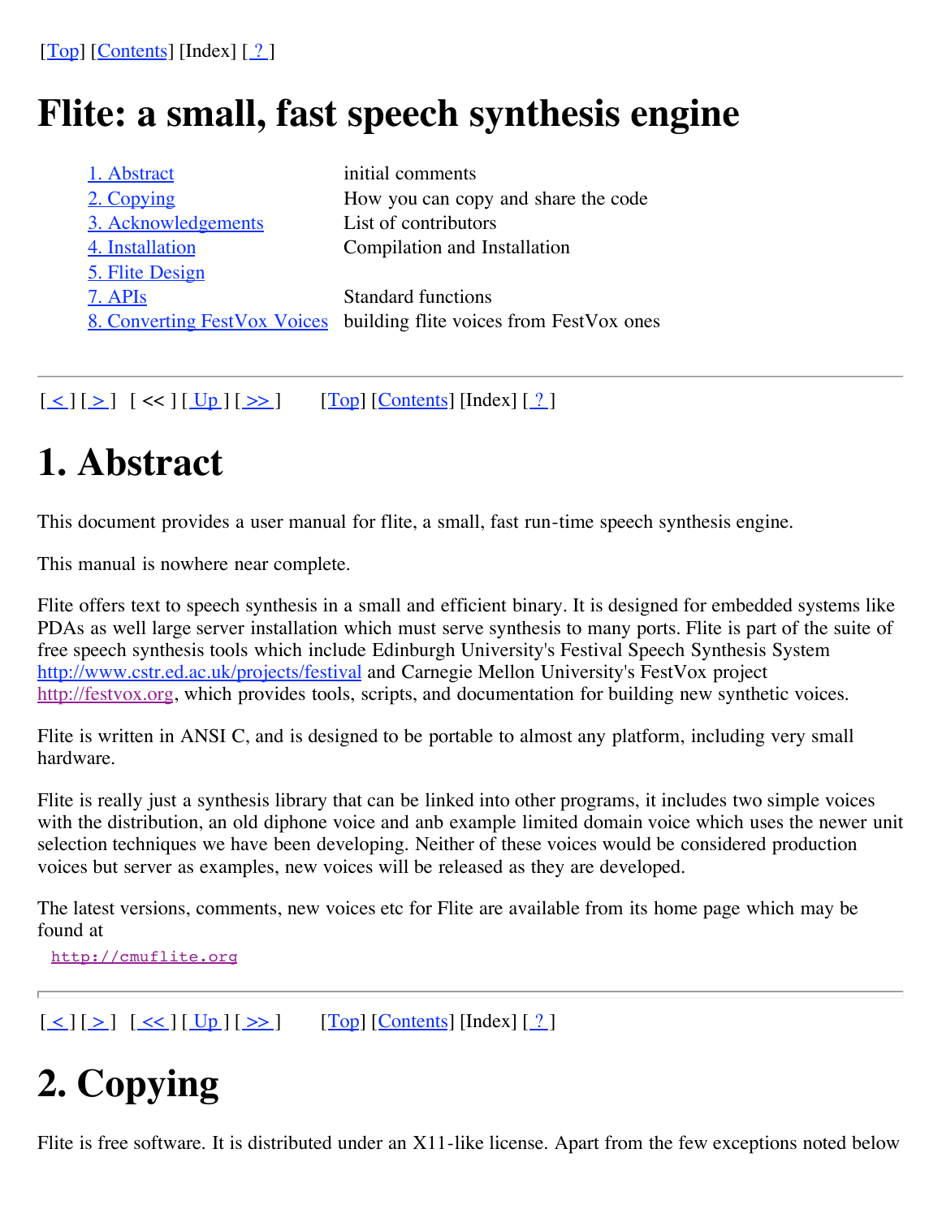[Top] [Contents] [Index] [ ? ]

# Flite: a small, fast speech synthesis engine

| | |
|---|---|
| 1. Abstract | initial comments |
| 2. Copying | How you can copy and share the code |
| 3. Acknowledgements | List of contributors |
| 4. Installation | Compilation and Installation |
| 5. Flite Design | |
| 7. APIs | Standard functions |
| 8. Converting FestVox Voices | building flite voices from FestVox ones |

---

[ < ] [ > ] [ << ] [ Up ] [ >> ]  [Top] [Contents] [Index] [ ? ]

# 1. Abstract

This document provides a user manual for flite, a small, fast run-time speech synthesis engine.

This manual is nowhere near complete.

Flite offers text to speech synthesis in a small and efficient binary. It is designed for embedded systems like PDAs as well large server installation which must serve synthesis to many ports. Flite is part of the suite of free speech synthesis tools which include Edinburgh University's Festival Speech Synthesis System http://www.cstr.ed.ac.uk/projects/festival and Carnegie Mellon University's FestVox project http://festvox.org, which provides tools, scripts, and documentation for building new synthetic voices.

Flite is written in ANSI C, and is designed to be portable to almost any platform, including very small hardware.

Flite is really just a synthesis library that can be linked into other programs, it includes two simple voices with the distribution, an old diphone voice and anb example limited domain voice which uses the newer unit selection techniques we have been developing. Neither of these voices would be considered production voices but server as examples, new voices will be released as they are developed.

The latest versions, comments, new voices etc for Flite are available from its home page which may be found at

```
http://cmuflite.org
```

---

[ < ] [ > ] [ << ] [ Up ] [ >> ]  [Top] [Contents] [Index] [ ? ]

# 2. Copying

Flite is free software. It is distributed under an X11-like license. Apart from the few exceptions noted below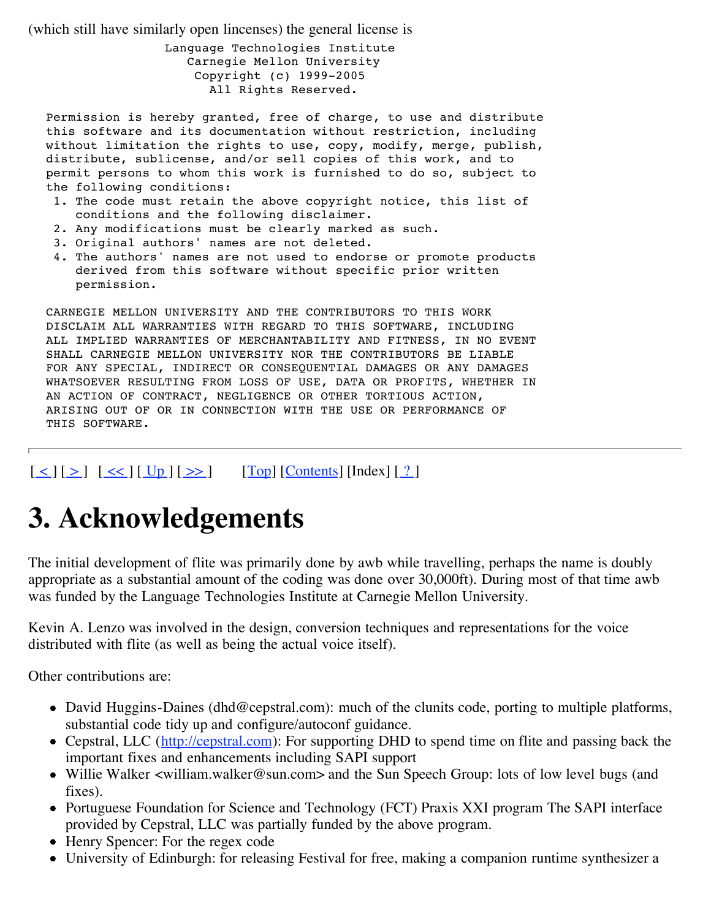(which still have similarly open lincenses) the general license is

```
                   Language Technologies Institute
                      Carnegie Mellon University
                       Copyright (c) 1999-2005
                         All Rights Reserved.

  Permission is hereby granted, free of charge, to use and distribute
  this software and its documentation without restriction, including
  without limitation the rights to use, copy, modify, merge, publish,
  distribute, sublicense, and/or sell copies of this work, and to
  permit persons to whom this work is furnished to do so, subject to
  the following conditions:
   1. The code must retain the above copyright notice, this list of
      conditions and the following disclaimer.
   2. Any modifications must be clearly marked as such.
   3. Original authors' names are not deleted.
   4. The authors' names are not used to endorse or promote products
      derived from this software without specific prior written
      permission.

  CARNEGIE MELLON UNIVERSITY AND THE CONTRIBUTORS TO THIS WORK
  DISCLAIM ALL WARRANTIES WITH REGARD TO THIS SOFTWARE, INCLUDING
  ALL IMPLIED WARRANTIES OF MERCHANTABILITY AND FITNESS, IN NO EVENT
  SHALL CARNEGIE MELLON UNIVERSITY NOR THE CONTRIBUTORS BE LIABLE
  FOR ANY SPECIAL, INDIRECT OR CONSEQUENTIAL DAMAGES OR ANY DAMAGES
  WHATSOEVER RESULTING FROM LOSS OF USE, DATA OR PROFITS, WHETHER IN
  AN ACTION OF CONTRACT, NEGLIGENCE OR OTHER TORTIOUS ACTION,
  ARISING OUT OF OR IN CONNECTION WITH THE USE OR PERFORMANCE OF
  THIS SOFTWARE.
```

---

[ < ] [ > ]   [ << ] [ Up ] [ >> ]         [Top] [Contents] [Index] [ ? ]

# 3. Acknowledgements

The initial development of flite was primarily done by awb while travelling, perhaps the name is doubly appropriate as a substantial amount of the coding was done over 30,000ft). During most of that time awb was funded by the Language Technologies Institute at Carnegie Mellon University.

Kevin A. Lenzo was involved in the design, conversion techniques and representations for the voice distributed with flite (as well as being the actual voice itself).

Other contributions are:

- David Huggins-Daines (dhd@cepstral.com): much of the clunits code, porting to multiple platforms, substantial code tidy up and configure/autoconf guidance.
- Cepstral, LLC (http://cepstral.com): For supporting DHD to spend time on flite and passing back the important fixes and enhancements including SAPI support
- Willie Walker <william.walker@sun.com> and the Sun Speech Group: lots of low level bugs (and fixes).
- Portuguese Foundation for Science and Technology (FCT) Praxis XXI program The SAPI interface provided by Cepstral, LLC was partially funded by the above program.
- Henry Spencer: For the regex code
- University of Edinburgh: for releasing Festival for free, making a companion runtime synthesizer a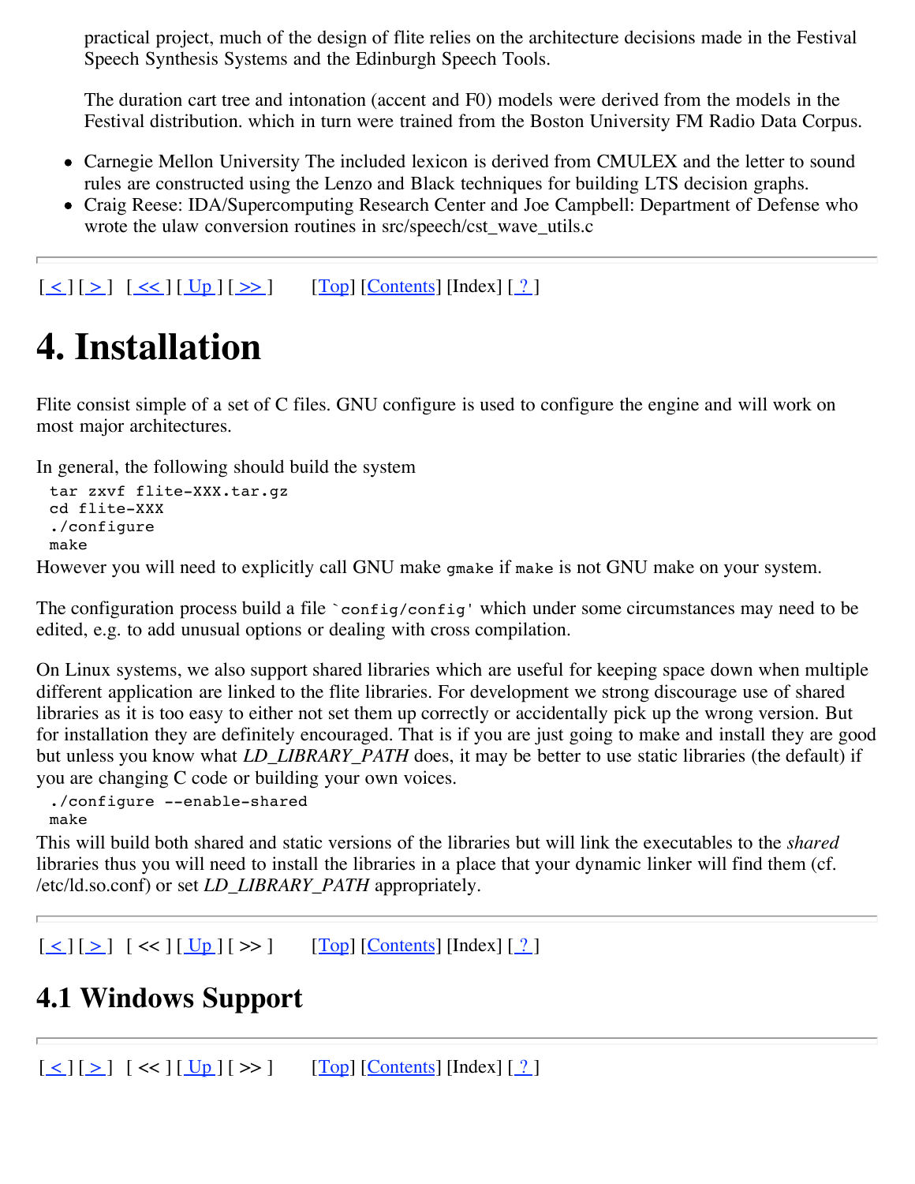practical project, much of the design of flite relies on the architecture decisions made in the Festival Speech Synthesis Systems and the Edinburgh Speech Tools.

The duration cart tree and intonation (accent and F0) models were derived from the models in the Festival distribution. which in turn were trained from the Boston University FM Radio Data Corpus.

- Carnegie Mellon University The included lexicon is derived from CMULEX and the letter to sound rules are constructed using the Lenzo and Black techniques for building LTS decision graphs.
- Craig Reese: IDA/Supercomputing Research Center and Joe Campbell: Department of Defense who wrote the ulaw conversion routines in src/speech/cst_wave_utils.c

---

[ < ] [ > ]   [ << ] [ Up ] [ >> ]         [Top] [Contents] [Index] [ ? ]

# 4. Installation

Flite consist simple of a set of C files. GNU configure is used to configure the engine and will work on most major architectures.

In general, the following should build the system

```
tar zxvf flite-XXX.tar.gz
cd flite-XXX
./configure
make
```

However you will need to explicitly call GNU make `gmake` if `make` is not GNU make on your system.

The configuration process build a file `` `config/config' `` which under some circumstances may need to be edited, e.g. to add unusual options or dealing with cross compilation.

On Linux systems, we also support shared libraries which are useful for keeping space down when multiple different application are linked to the flite libraries. For development we strong discourage use of shared libraries as it is too easy to either not set them up correctly or accidentally pick up the wrong version. But for installation they are definitely encouraged. That is if you are just going to make and install they are good but unless you know what *LD_LIBRARY_PATH* does, it may be better to use static libraries (the default) if you are changing C code or building your own voices.

```
./configure --enable-shared
make
```

This will build both shared and static versions of the libraries but will link the executables to the *shared* libraries thus you will need to install the libraries in a place that your dynamic linker will find them (cf. /etc/ld.so.conf) or set *LD_LIBRARY_PATH* appropriately.

---

[ < ] [ > ]   [ << ] [ Up ] [ >> ]         [Top] [Contents] [Index] [ ? ]

## 4.1 Windows Support

---

[ < ] [ > ]   [ << ] [ Up ] [ >> ]         [Top] [Contents] [Index] [ ? ]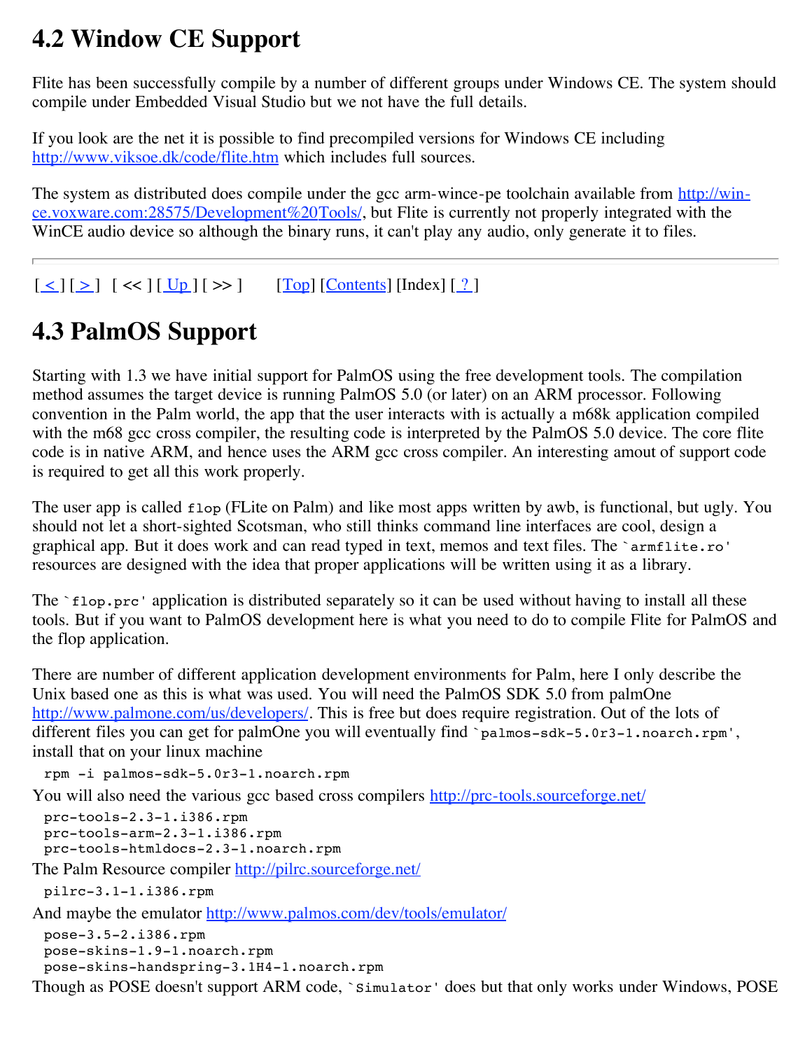## 4.2 Window CE Support

Flite has been successfully compile by a number of different groups under Windows CE. The system should compile under Embedded Visual Studio but we not have the full details.

If you look are the net it is possible to find precompiled versions for Windows CE including http://www.viksoe.dk/code/flite.htm which includes full sources.

The system as distributed does compile under the gcc arm-wince-pe toolchain available from http://win-ce.voxware.com:28575/Development%20Tools/, but Flite is currently not properly integrated with the WinCE audio device so although the binary runs, it can't play any audio, only generate it to files.

---

[ < ] [ > ]   [ << ] [ Up ] [ >> ]         [Top] [Contents] [Index] [ ? ]

## 4.3 PalmOS Support

Starting with 1.3 we have initial support for PalmOS using the free development tools. The compilation method assumes the target device is running PalmOS 5.0 (or later) on an ARM processor. Following convention in the Palm world, the app that the user interacts with is actually a m68k application compiled with the m68 gcc cross compiler, the resulting code is interpreted by the PalmOS 5.0 device. The core flite code is in native ARM, and hence uses the ARM gcc cross compiler. An interesting amout of support code is required to get all this work properly.

The user app is called `flop` (FLite on Palm) and like most apps written by awb, is functional, but ugly. You should not let a short-sighted Scotsman, who still thinks command line interfaces are cool, design a graphical app. But it does work and can read typed in text, memos and text files. The `armflite.ro' resources are designed with the idea that proper applications will be written using it as a library.

The `flop.prc' application is distributed separately so it can be used without having to install all these tools. But if you want to PalmOS development here is what you need to do to compile Flite for PalmOS and the flop application.

There are number of different application development environments for Palm, here I only describe the Unix based one as this is what was used. You will need the PalmOS SDK 5.0 from palmOne http://www.palmone.com/us/developers/. This is free but does require registration. Out of the lots of different files you can get for palmOne you will eventually find `palmos-sdk-5.0r3-1.noarch.rpm', install that on your linux machine

```
rpm -i palmos-sdk-5.0r3-1.noarch.rpm
```

You will also need the various gcc based cross compilers http://prc-tools.sourceforge.net/

```
prc-tools-2.3-1.i386.rpm
prc-tools-arm-2.3-1.i386.rpm
prc-tools-htmldocs-2.3-1.noarch.rpm
```

The Palm Resource compiler http://pilrc.sourceforge.net/

```
pilrc-3.1-1.i386.rpm
```

And maybe the emulator http://www.palmos.com/dev/tools/emulator/

```
pose-3.5-2.i386.rpm
pose-skins-1.9-1.noarch.rpm
pose-skins-handspring-3.1H4-1.noarch.rpm
```

Though as POSE doesn't support ARM code, `Simulator' does but that only works under Windows, POSE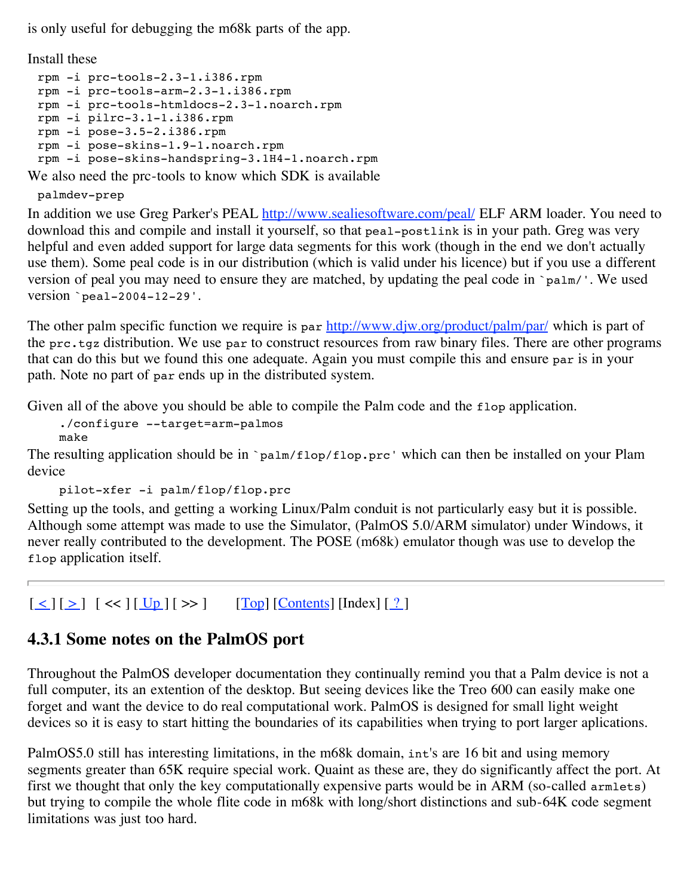is only useful for debugging the m68k parts of the app.

Install these

```
rpm -i prc-tools-2.3-1.i386.rpm
rpm -i prc-tools-arm-2.3-1.i386.rpm
rpm -i prc-tools-htmldocs-2.3-1.noarch.rpm
rpm -i pilrc-3.1-1.i386.rpm
rpm -i pose-3.5-2.i386.rpm
rpm -i pose-skins-1.9-1.noarch.rpm
rpm -i pose-skins-handspring-3.1H4-1.noarch.rpm
```

We also need the prc-tools to know which SDK is available

```
palmdev-prep
```

In addition we use Greg Parker's PEAL http://www.sealiesoftware.com/peal/ ELF ARM loader. You need to download this and compile and install it yourself, so that `peal-postlink` is in your path. Greg was very helpful and even added support for large data segments for this work (though in the end we don't actually use them). Some peal code is in our distribution (which is valid under his licence) but if you use a different version of peal you may need to ensure they are matched, by updating the peal code in `` `palm/' ``. We used version `` `peal-2004-12-29' ``.

The other palm specific function we require is `par` http://www.djw.org/product/palm/par/ which is part of the `prc.tgz` distribution. We use `par` to construct resources from raw binary files. There are other programs that can do this but we found this one adequate. Again you must compile this and ensure `par` is in your path. Note no part of `par` ends up in the distributed system.

Given all of the above you should be able to compile the Palm code and the `flop` application.

```
./configure --target=arm-palmos
make
```

The resulting application should be in `` `palm/flop/flop.prc' `` which can then be installed on your Plam device

```
pilot-xfer -i palm/flop/flop.prc
```

Setting up the tools, and getting a working Linux/Palm conduit is not particularly easy but it is possible. Although some attempt was made to use the Simulator, (PalmOS 5.0/ARM simulator) under Windows, it never really contributed to the development. The POSE (m68k) emulator though was use to develop the `flop` application itself.

---

[ < ] [ > ] [ << ] [ Up ] [ >> ] [Top] [Contents] [Index] [ ? ]

## 4.3.1 Some notes on the PalmOS port

Throughout the PalmOS developer documentation they continually remind you that a Palm device is not a full computer, its an extention of the desktop. But seeing devices like the Treo 600 can easily make one forget and want the device to do real computational work. PalmOS is designed for small light weight devices so it is easy to start hitting the boundaries of its capabilities when trying to port larger aplications.

PalmOS5.0 still has interesting limitations, in the m68k domain, `int`'s are 16 bit and using memory segments greater than 65K require special work. Quaint as these are, they do significantly affect the port. At first we thought that only the key computationally expensive parts would be in ARM (so-called `armlets`) but trying to compile the whole flite code in m68k with long/short distinctions and sub-64K code segment limitations was just too hard.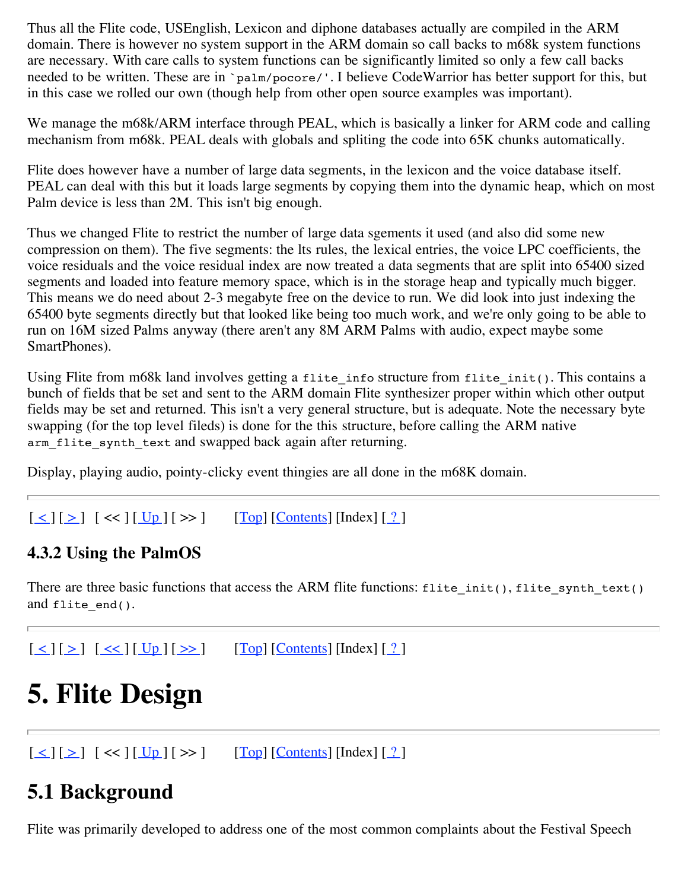Thus all the Flite code, USEnglish, Lexicon and diphone databases actually are compiled in the ARM domain. There is however no system support in the ARM domain so call backs to m68k system functions are necessary. With care calls to system functions can be significantly limited so only a few call backs needed to be written. These are in `` `palm/pocore/' ``. I believe CodeWarrior has better support for this, but in this case we rolled our own (though help from other open source examples was important).

We manage the m68k/ARM interface through PEAL, which is basically a linker for ARM code and calling mechanism from m68k. PEAL deals with globals and spliting the code into 65K chunks automatically.

Flite does however have a number of large data segments, in the lexicon and the voice database itself. PEAL can deal with this but it loads large segments by copying them into the dynamic heap, which on most Palm device is less than 2M. This isn't big enough.

Thus we changed Flite to restrict the number of large data sgements it used (and also did some new compression on them). The five segments: the lts rules, the lexical entries, the voice LPC coefficients, the voice residuals and the voice residual index are now treated a data segments that are split into 65400 sized segments and loaded into feature memory space, which is in the storage heap and typically much bigger. This means we do need about 2-3 megabyte free on the device to run. We did look into just indexing the 65400 byte segments directly but that looked like being too much work, and we're only going to be able to run on 16M sized Palms anyway (there aren't any 8M ARM Palms with audio, expect maybe some SmartPhones).

Using Flite from m68k land involves getting a `flite_info` structure from `flite_init()`. This contains a bunch of fields that be set and sent to the ARM domain Flite synthesizer proper within which other output fields may be set and returned. This isn't a very general structure, but is adequate. Note the necessary byte swapping (for the top level fileds) is done for the this structure, before calling the ARM native `arm_flite_synth_text` and swapped back again after returning.

Display, playing audio, pointy-clicky event thingies are all done in the m68K domain.

---

[ < ] [ > ]   [ << ] [ Up ] [ >> ]         [Top] [Contents] [Index] [ ? ]

### 4.3.2 Using the PalmOS

There are three basic functions that access the ARM flite functions: `flite_init()`, `flite_synth_text()` and `flite_end()`.

---

[ < ] [ > ]   [ << ] [ Up ] [ >> ]         [Top] [Contents] [Index] [ ? ]

# 5. Flite Design

---

[ < ] [ > ]   [ << ] [ Up ] [ >> ]         [Top] [Contents] [Index] [ ? ]

## 5.1 Background

Flite was primarily developed to address one of the most common complaints about the Festival Speech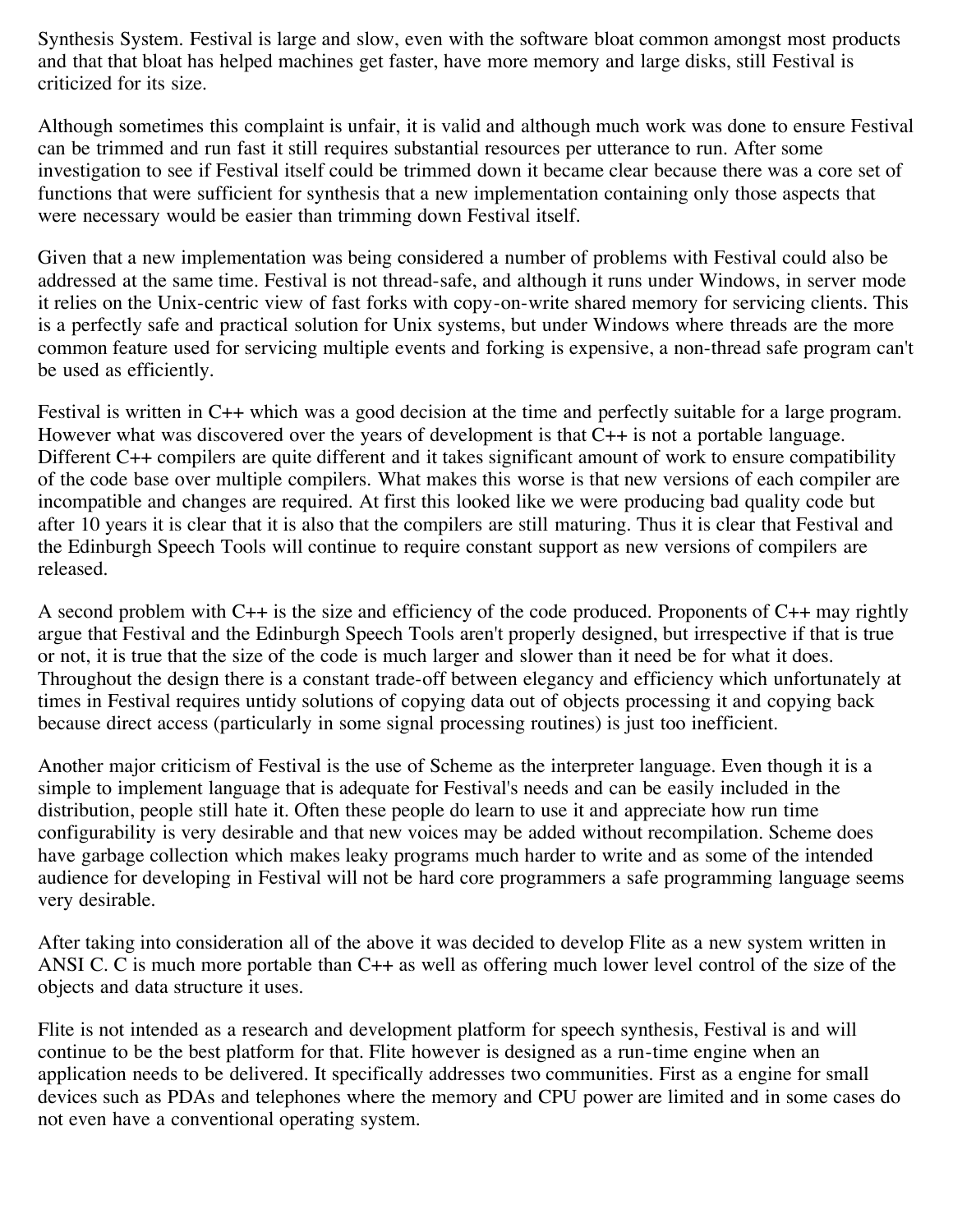Synthesis System. Festival is large and slow, even with the software bloat common amongst most products and that that bloat has helped machines get faster, have more memory and large disks, still Festival is criticized for its size.

Although sometimes this complaint is unfair, it is valid and although much work was done to ensure Festival can be trimmed and run fast it still requires substantial resources per utterance to run. After some investigation to see if Festival itself could be trimmed down it became clear because there was a core set of functions that were sufficient for synthesis that a new implementation containing only those aspects that were necessary would be easier than trimming down Festival itself.

Given that a new implementation was being considered a number of problems with Festival could also be addressed at the same time. Festival is not thread-safe, and although it runs under Windows, in server mode it relies on the Unix-centric view of fast forks with copy-on-write shared memory for servicing clients. This is a perfectly safe and practical solution for Unix systems, but under Windows where threads are the more common feature used for servicing multiple events and forking is expensive, a non-thread safe program can't be used as efficiently.

Festival is written in C++ which was a good decision at the time and perfectly suitable for a large program. However what was discovered over the years of development is that C++ is not a portable language. Different C++ compilers are quite different and it takes significant amount of work to ensure compatibility of the code base over multiple compilers. What makes this worse is that new versions of each compiler are incompatible and changes are required. At first this looked like we were producing bad quality code but after 10 years it is clear that it is also that the compilers are still maturing. Thus it is clear that Festival and the Edinburgh Speech Tools will continue to require constant support as new versions of compilers are released.

A second problem with C++ is the size and efficiency of the code produced. Proponents of C++ may rightly argue that Festival and the Edinburgh Speech Tools aren't properly designed, but irrespective if that is true or not, it is true that the size of the code is much larger and slower than it need be for what it does. Throughout the design there is a constant trade-off between elegancy and efficiency which unfortunately at times in Festival requires untidy solutions of copying data out of objects processing it and copying back because direct access (particularly in some signal processing routines) is just too inefficient.

Another major criticism of Festival is the use of Scheme as the interpreter language. Even though it is a simple to implement language that is adequate for Festival's needs and can be easily included in the distribution, people still hate it. Often these people do learn to use it and appreciate how run time configurability is very desirable and that new voices may be added without recompilation. Scheme does have garbage collection which makes leaky programs much harder to write and as some of the intended audience for developing in Festival will not be hard core programmers a safe programming language seems very desirable.

After taking into consideration all of the above it was decided to develop Flite as a new system written in ANSI C. C is much more portable than C++ as well as offering much lower level control of the size of the objects and data structure it uses.

Flite is not intended as a research and development platform for speech synthesis, Festival is and will continue to be the best platform for that. Flite however is designed as a run-time engine when an application needs to be delivered. It specifically addresses two communities. First as a engine for small devices such as PDAs and telephones where the memory and CPU power are limited and in some cases do not even have a conventional operating system.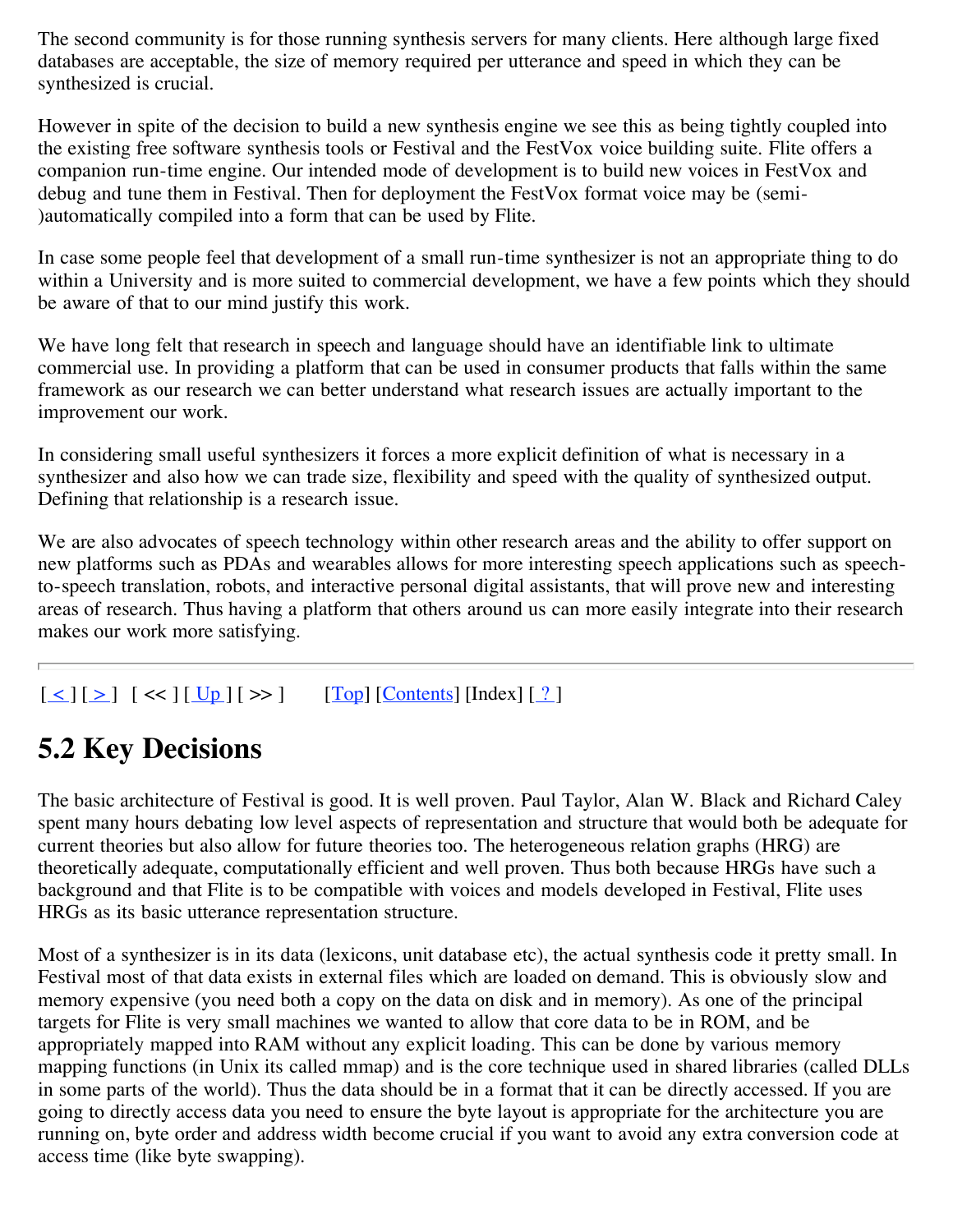The second community is for those running synthesis servers for many clients. Here although large fixed databases are acceptable, the size of memory required per utterance and speed in which they can be synthesized is crucial.

However in spite of the decision to build a new synthesis engine we see this as being tightly coupled into the existing free software synthesis tools or Festival and the FestVox voice building suite. Flite offers a companion run-time engine. Our intended mode of development is to build new voices in FestVox and debug and tune them in Festival. Then for deployment the FestVox format voice may be (semi-)automatically compiled into a form that can be used by Flite.

In case some people feel that development of a small run-time synthesizer is not an appropriate thing to do within a University and is more suited to commercial development, we have a few points which they should be aware of that to our mind justify this work.

We have long felt that research in speech and language should have an identifiable link to ultimate commercial use. In providing a platform that can be used in consumer products that falls within the same framework as our research we can better understand what research issues are actually important to the improvement our work.

In considering small useful synthesizers it forces a more explicit definition of what is necessary in a synthesizer and also how we can trade size, flexibility and speed with the quality of synthesized output. Defining that relationship is a research issue.

We are also advocates of speech technology within other research areas and the ability to offer support on new platforms such as PDAs and wearables allows for more interesting speech applications such as speech-to-speech translation, robots, and interactive personal digital assistants, that will prove new and interesting areas of research. Thus having a platform that others around us can more easily integrate into their research makes our work more satisfying.

---

[ < ] [ > ]   [ << ] [ Up ] [ >> ]         [Top] [Contents] [Index] [ ? ]

## 5.2 Key Decisions

The basic architecture of Festival is good. It is well proven. Paul Taylor, Alan W. Black and Richard Caley spent many hours debating low level aspects of representation and structure that would both be adequate for current theories but also allow for future theories too. The heterogeneous relation graphs (HRG) are theoretically adequate, computationally efficient and well proven. Thus both because HRGs have such a background and that Flite is to be compatible with voices and models developed in Festival, Flite uses HRGs as its basic utterance representation structure.

Most of a synthesizer is in its data (lexicons, unit database etc), the actual synthesis code it pretty small. In Festival most of that data exists in external files which are loaded on demand. This is obviously slow and memory expensive (you need both a copy on the data on disk and in memory). As one of the principal targets for Flite is very small machines we wanted to allow that core data to be in ROM, and be appropriately mapped into RAM without any explicit loading. This can be done by various memory mapping functions (in Unix its called mmap) and is the core technique used in shared libraries (called DLLs in some parts of the world). Thus the data should be in a format that it can be directly accessed. If you are going to directly access data you need to ensure the byte layout is appropriate for the architecture you are running on, byte order and address width become crucial if you want to avoid any extra conversion code at access time (like byte swapping).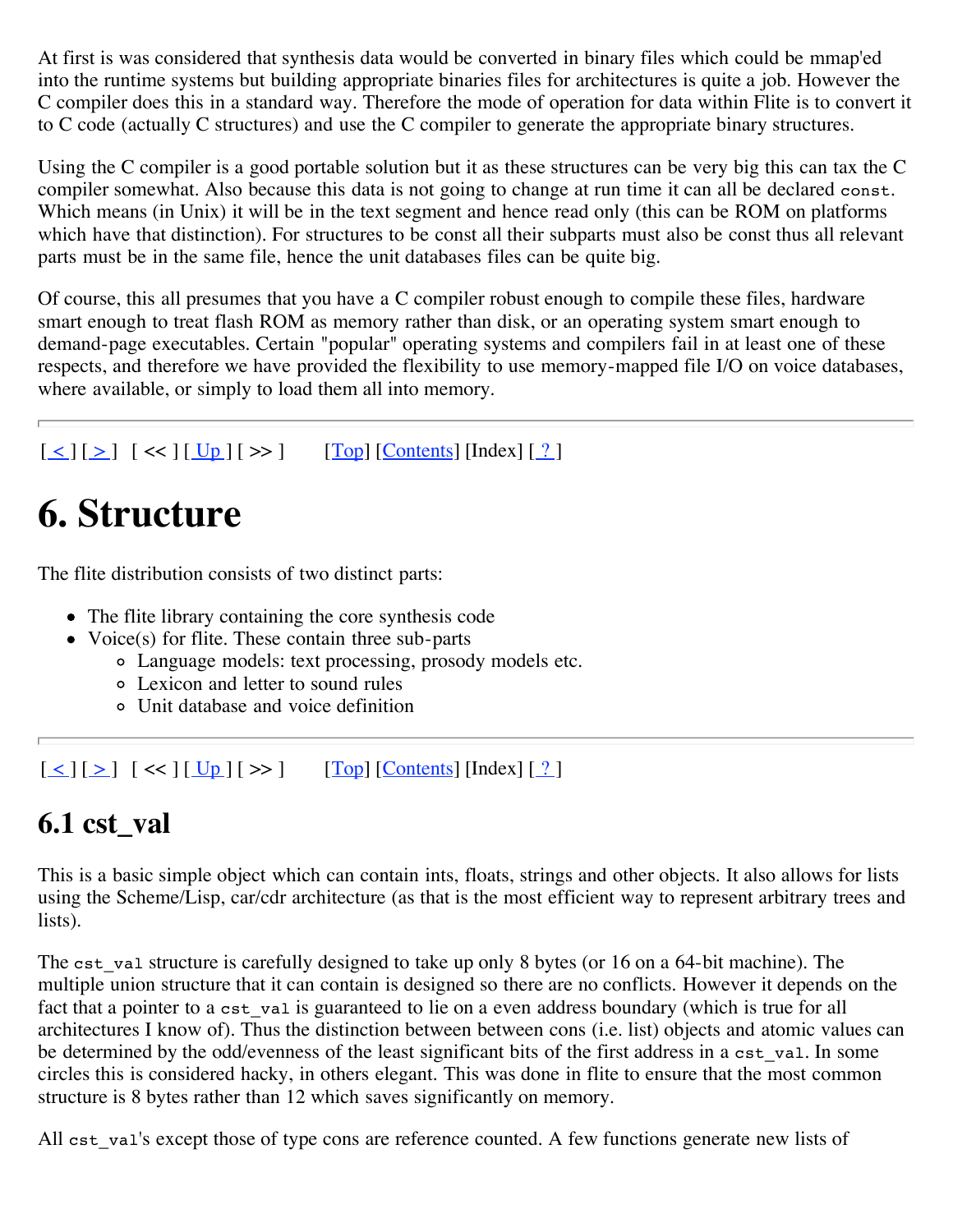At first is was considered that synthesis data would be converted in binary files which could be mmap'ed into the runtime systems but building appropriate binaries files for architectures is quite a job. However the C compiler does this in a standard way. Therefore the mode of operation for data within Flite is to convert it to C code (actually C structures) and use the C compiler to generate the appropriate binary structures.

Using the C compiler is a good portable solution but it as these structures can be very big this can tax the C compiler somewhat. Also because this data is not going to change at run time it can all be declared `const`. Which means (in Unix) it will be in the text segment and hence read only (this can be ROM on platforms which have that distinction). For structures to be const all their subparts must also be const thus all relevant parts must be in the same file, hence the unit databases files can be quite big.

Of course, this all presumes that you have a C compiler robust enough to compile these files, hardware smart enough to treat flash ROM as memory rather than disk, or an operating system smart enough to demand-page executables. Certain "popular" operating systems and compilers fail in at least one of these respects, and therefore we have provided the flexibility to use memory-mapped file I/O on voice databases, where available, or simply to load them all into memory.

---

[ < ] [ > ]   [ << ] [ Up ] [ >> ]         [Top] [Contents] [Index] [ ? ]

# 6. Structure

The flite distribution consists of two distinct parts:

- The flite library containing the core synthesis code
- Voice(s) for flite. These contain three sub-parts
  - Language models: text processing, prosody models etc.
  - Lexicon and letter to sound rules
  - Unit database and voice definition

---

[ < ] [ > ]   [ << ] [ Up ] [ >> ]         [Top] [Contents] [Index] [ ? ]

## 6.1 cst_val

This is a basic simple object which can contain ints, floats, strings and other objects. It also allows for lists using the Scheme/Lisp, car/cdr architecture (as that is the most efficient way to represent arbitrary trees and lists).

The `cst_val` structure is carefully designed to take up only 8 bytes (or 16 on a 64-bit machine). The multiple union structure that it can contain is designed so there are no conflicts. However it depends on the fact that a pointer to a `cst_val` is guaranteed to lie on a even address boundary (which is true for all architectures I know of). Thus the distinction between between cons (i.e. list) objects and atomic values can be determined by the odd/evenness of the least significant bits of the first address in a `cst_val`. In some circles this is considered hacky, in others elegant. This was done in flite to ensure that the most common structure is 8 bytes rather than 12 which saves significantly on memory.

All `cst_val`'s except those of type cons are reference counted. A few functions generate new lists of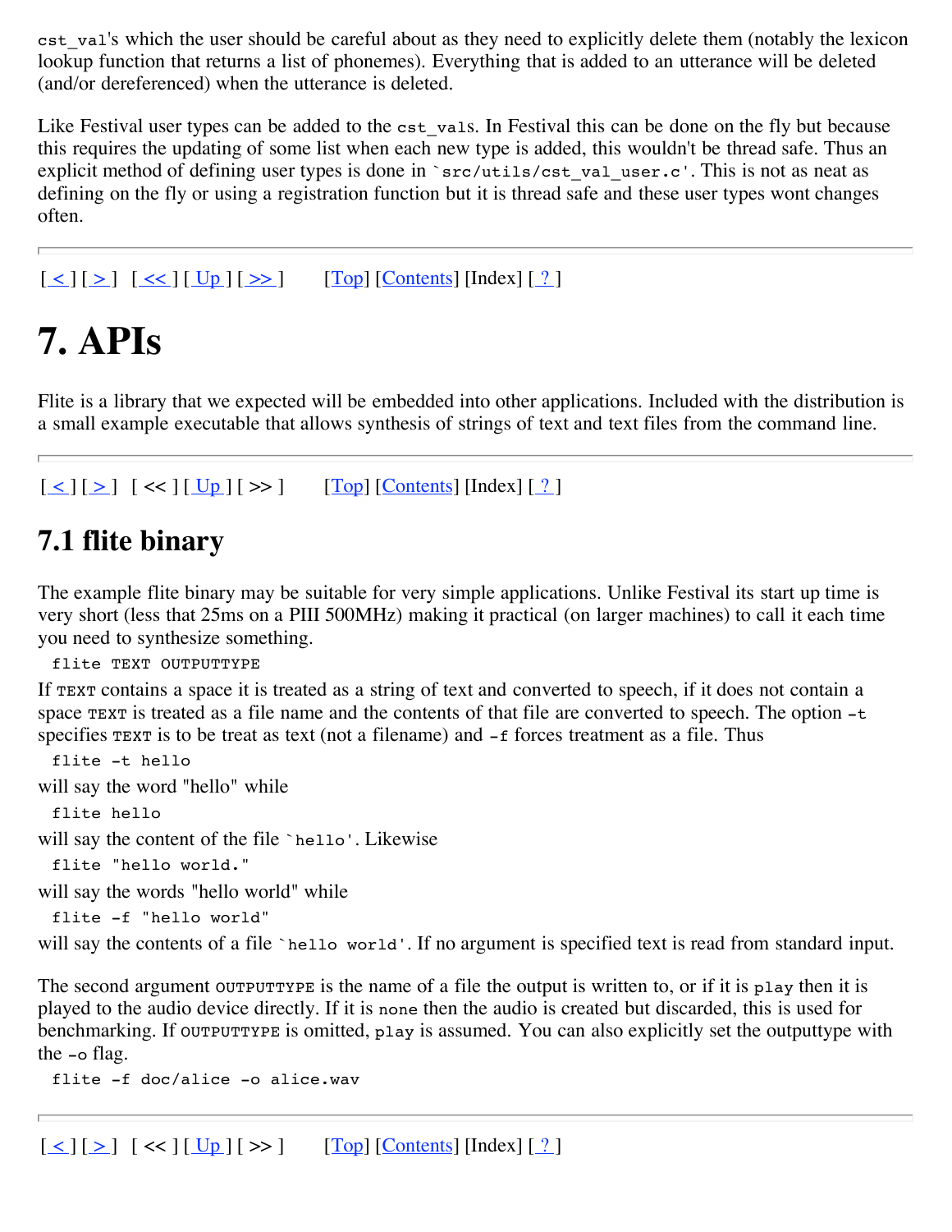`cst_val`'s which the user should be careful about as they need to explicitly delete them (notably the lexicon lookup function that returns a list of phonemes). Everything that is added to an utterance will be deleted (and/or dereferenced) when the utterance is deleted.

Like Festival user types can be added to the `cst_vals`. In Festival this can be done on the fly but because this requires the updating of some list when each new type is added, this wouldn't be thread safe. Thus an explicit method of defining user types is done in `` `src/utils/cst_val_user.c' ``. This is not as neat as defining on the fly or using a registration function but it is thread safe and these user types wont changes often.

---

[ < ] [ > ]   [ << ] [ Up ] [ >> ]         [Top] [Contents] [Index] [ ? ]

# 7. APIs

Flite is a library that we expected will be embedded into other applications. Included with the distribution is a small example executable that allows synthesis of strings of text and text files from the command line.

---

[ < ] [ > ]   [ << ] [ Up ] [ >> ]         [Top] [Contents] [Index] [ ? ]

## 7.1 flite binary

The example flite binary may be suitable for very simple applications. Unlike Festival its start up time is very short (less that 25ms on a PIII 500MHz) making it practical (on larger machines) to call it each time you need to synthesize something.

```
flite TEXT OUTPUTTYPE
```

If `TEXT` contains a space it is treated as a string of text and converted to speech, if it does not contain a space `TEXT` is treated as a file name and the contents of that file are converted to speech. The option `-t` specifies `TEXT` is to be treat as text (not a filename) and `-f` forces treatment as a file. Thus

```
flite -t hello
```

will say the word "hello" while

```
flite hello
```

will say the content of the file `` `hello' ``. Likewise

```
flite "hello world."
```

will say the words "hello world" while

```
flite -f "hello world"
```

will say the contents of a file `` `hello world' ``. If no argument is specified text is read from standard input.

The second argument `OUTPUTTYPE` is the name of a file the output is written to, or if it is `play` then it is played to the audio device directly. If it is `none` then the audio is created but discarded, this is used for benchmarking. If `OUTPUTTYPE` is omitted, `play` is assumed. You can also explicitly set the outputtype with the `-o` flag.

```
flite -f doc/alice -o alice.wav
```

---

[ < ] [ > ]   [ << ] [ Up ] [ >> ]         [Top] [Contents] [Index] [ ? ]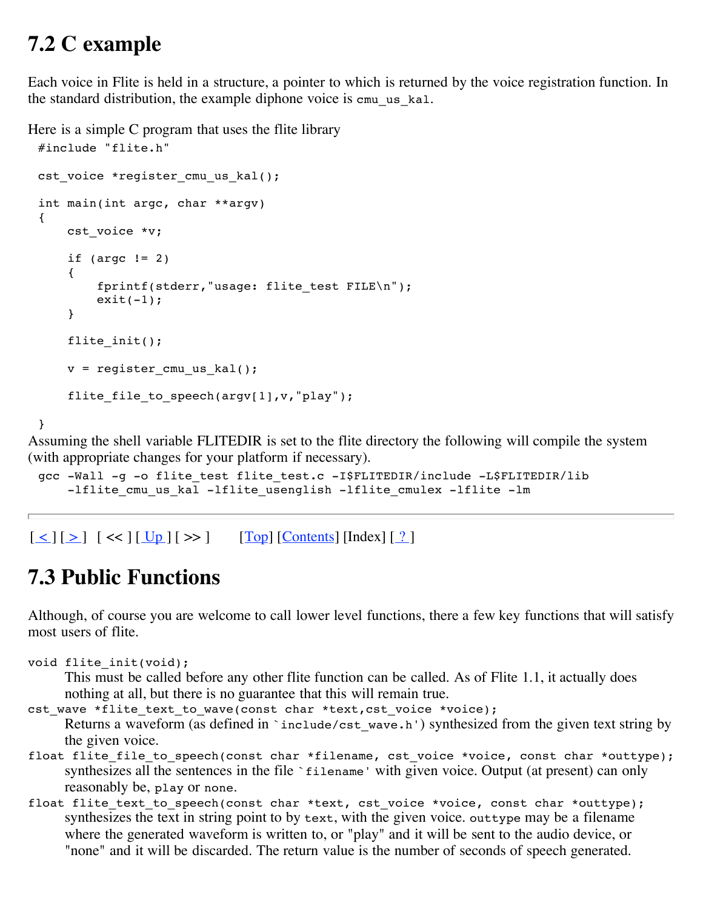## 7.2 C example

Each voice in Flite is held in a structure, a pointer to which is returned by the voice registration function. In the standard distribution, the example diphone voice is `cmu_us_kal`.

Here is a simple C program that uses the flite library

```
#include "flite.h"

cst_voice *register_cmu_us_kal();

int main(int argc, char **argv)
{
    cst_voice *v;

    if (argc != 2)
    {
        fprintf(stderr,"usage: flite_test FILE\n");
        exit(-1);
    }

    flite_init();

    v = register_cmu_us_kal();

    flite_file_to_speech(argv[1],v,"play");

}
```

Assuming the shell variable FLITEDIR is set to the flite directory the following will compile the system (with appropriate changes for your platform if necessary).

```
gcc -Wall -g -o flite_test flite_test.c -I$FLITEDIR/include -L$FLITEDIR/lib
    -lflite_cmu_us_kal -lflite_usenglish -lflite_cmulex -lflite -lm
```

---

[ < ] [ > ]   [ << ] [ Up ] [ >> ]         [Top] [Contents] [Index] [ ? ]

## 7.3 Public Functions

Although, of course you are welcome to call lower level functions, there a few key functions that will satisfy most users of flite.

`void flite_init(void);`
: This must be called before any other flite function can be called. As of Flite 1.1, it actually does nothing at all, but there is no guarantee that this will remain true.

`cst_wave *flite_text_to_wave(const char *text,cst_voice *voice);`
: Returns a waveform (as defined in `include/cst_wave.h') synthesized from the given text string by the given voice.

`float flite_file_to_speech(const char *filename, cst_voice *voice, const char *outtype);`
: synthesizes all the sentences in the file `filename' with given voice. Output (at present) can only reasonably be, `play` or `none`.

`float flite_text_to_speech(const char *text, cst_voice *voice, const char *outtype);`
: synthesizes the text in string point to by `text`, with the given voice. `outtype` may be a filename where the generated waveform is written to, or "play" and it will be sent to the audio device, or "none" and it will be discarded. The return value is the number of seconds of speech generated.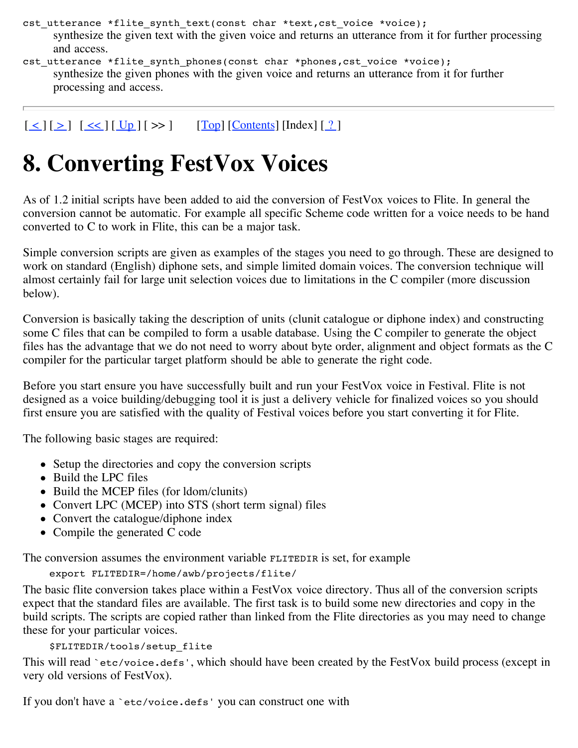`cst_utterance *flite_synth_text(const char *text,cst_voice *voice);`
: synthesize the given text with the given voice and returns an utterance from it for further processing and access.

`cst_utterance *flite_synth_phones(const char *phones,cst_voice *voice);`
: synthesize the given phones with the given voice and returns an utterance from it for further processing and access.

---

[ < ] [ > ]   [ << ] [ Up ] [ >> ]         [Top] [Contents] [Index] [ ? ]

# 8. Converting FestVox Voices

As of 1.2 initial scripts have been added to aid the conversion of FestVox voices to Flite. In general the conversion cannot be automatic. For example all specific Scheme code written for a voice needs to be hand converted to C to work in Flite, this can be a major task.

Simple conversion scripts are given as examples of the stages you need to go through. These are designed to work on standard (English) diphone sets, and simple limited domain voices. The conversion technique will almost certainly fail for large unit selection voices due to limitations in the C compiler (more discussion below).

Conversion is basically taking the description of units (clunit catalogue or diphone index) and constructing some C files that can be compiled to form a usable database. Using the C compiler to generate the object files has the advantage that we do not need to worry about byte order, alignment and object formats as the C compiler for the particular target platform should be able to generate the right code.

Before you start ensure you have successfully built and run your FestVox voice in Festival. Flite is not designed as a voice building/debugging tool it is just a delivery vehicle for finalized voices so you should first ensure you are satisfied with the quality of Festival voices before you start converting it for Flite.

The following basic stages are required:

- Setup the directories and copy the conversion scripts
- Build the LPC files
- Build the MCEP files (for ldom/clunits)
- Convert LPC (MCEP) into STS (short term signal) files
- Convert the catalogue/diphone index
- Compile the generated C code

The conversion assumes the environment variable `FLITEDIR` is set, for example

```
export FLITEDIR=/home/awb/projects/flite/
```

The basic flite conversion takes place within a FestVox voice directory. Thus all of the conversion scripts expect that the standard files are available. The first task is to build some new directories and copy in the build scripts. The scripts are copied rather than linked from the Flite directories as you may need to change these for your particular voices.

```
$FLITEDIR/tools/setup_flite
```

This will read `` `etc/voice.defs' ``, which should have been created by the FestVox build process (except in very old versions of FestVox).

If you don't have a `` `etc/voice.defs' `` you can construct one with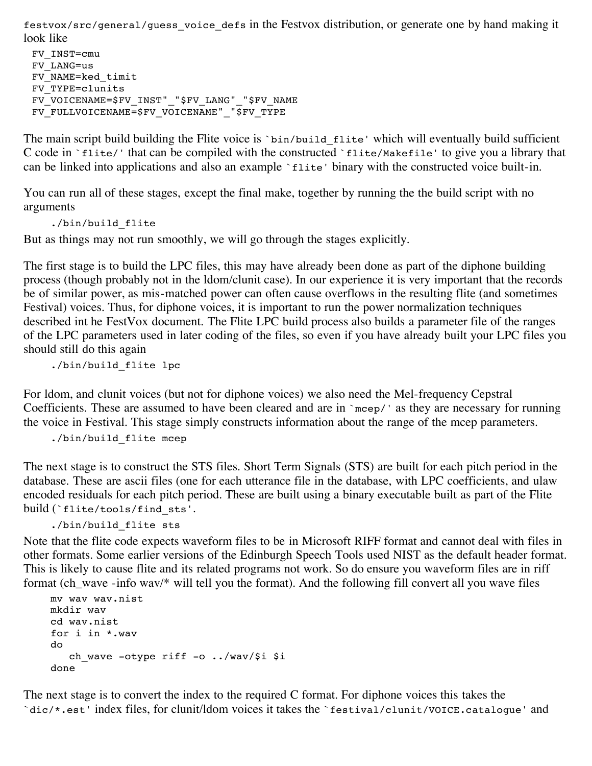`festvox/src/general/guess_voice_defs` in the Festvox distribution, or generate one by hand making it look like

```
FV_INST=cmu
FV_LANG=us
FV_NAME=ked_timit
FV_TYPE=clunits
FV_VOICENAME=$FV_INST"_"$FV_LANG"_"$FV_NAME
FV_FULLVOICENAME=$FV_VOICENAME"_"$FV_TYPE
```

The main script build building the Flite voice is `` `bin/build_flite' `` which will eventually build sufficient C code in `` `flite/' `` that can be compiled with the constructed `` `flite/Makefile' `` to give you a library that can be linked into applications and also an example `` `flite' `` binary with the constructed voice built-in.

You can run all of these stages, except the final make, together by running the the build script with no arguments

```
./bin/build_flite
```

But as things may not run smoothly, we will go through the stages explicitly.

The first stage is to build the LPC files, this may have already been done as part of the diphone building process (though probably not in the ldom/clunit case). In our experience it is very important that the records be of similar power, as mis-matched power can often cause overflows in the resulting flite (and sometimes Festival) voices. Thus, for diphone voices, it is important to run the power normalization techniques described int he FestVox document. The Flite LPC build process also builds a parameter file of the ranges of the LPC parameters used in later coding of the files, so even if you have already built your LPC files you should still do this again

```
./bin/build_flite lpc
```

For ldom, and clunit voices (but not for diphone voices) we also need the Mel-frequency Cepstral Coefficients. These are assumed to have been cleared and are in `` `mcep/' `` as they are necessary for running the voice in Festival. This stage simply constructs information about the range of the mcep parameters.

```
./bin/build_flite mcep
```

The next stage is to construct the STS files. Short Term Signals (STS) are built for each pitch period in the database. These are ascii files (one for each utterance file in the database, with LPC coefficients, and ulaw encoded residuals for each pitch period. These are built using a binary executable built as part of the Flite build (`` `flite/tools/find_sts' ``.

```
./bin/build_flite sts
```

Note that the flite code expects waveform files to be in Microsoft RIFF format and cannot deal with files in other formats. Some earlier versions of the Edinburgh Speech Tools used NIST as the default header format. This is likely to cause flite and its related programs not work. So do ensure you waveform files are in riff format (ch_wave -info wav/* will tell you the format). And the following fill convert all you wave files

```
mv wav wav.nist
mkdir wav
cd wav.nist
for i in *.wav
do
   ch_wave -otype riff -o ../wav/$i $i
done
```

The next stage is to convert the index to the required C format. For diphone voices this takes the `` `dic/*.est' `` index files, for clunit/ldom voices it takes the `` `festival/clunit/VOICE.catalogue' `` and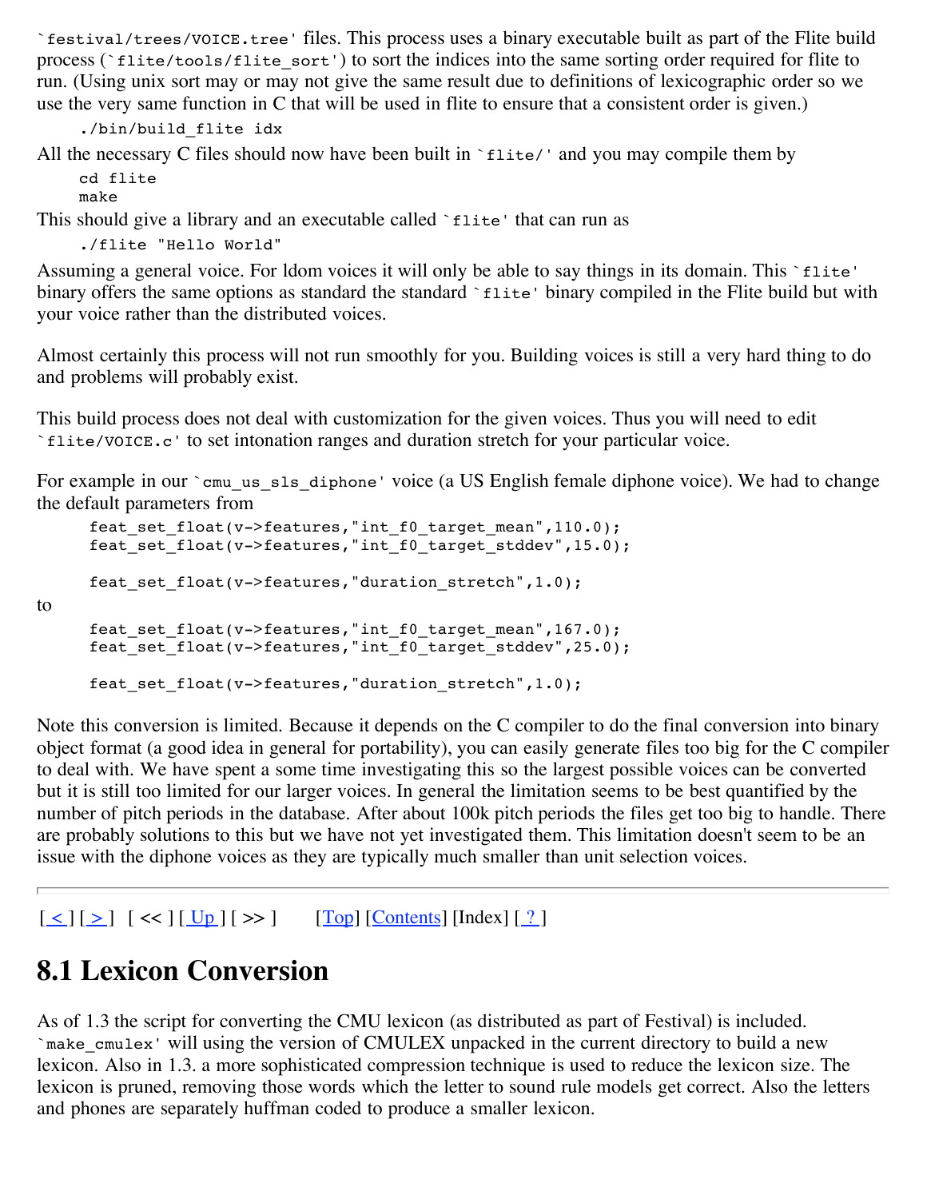`festival/trees/VOICE.tree' files. This process uses a binary executable built as part of the Flite build process (`flite/tools/flite_sort') to sort the indices into the same sorting order required for flite to run. (Using unix sort may or may not give the same result due to definitions of lexicographic order so we use the very same function in C that will be used in flite to ensure that a consistent order is given.)

```
./bin/build_flite idx
```

All the necessary C files should now have been built in `flite/' and you may compile them by

```
cd flite
make
```

This should give a library and an executable called `flite' that can run as

```
./flite "Hello World"
```

Assuming a general voice. For ldom voices it will only be able to say things in its domain. This `flite' binary offers the same options as standard the standard `flite' binary compiled in the Flite build but with your voice rather than the distributed voices.

Almost certainly this process will not run smoothly for you. Building voices is still a very hard thing to do and problems will probably exist.

This build process does not deal with customization for the given voices. Thus you will need to edit `flite/VOICE.c' to set intonation ranges and duration stretch for your particular voice.

For example in our `cmu_us_sls_diphone' voice (a US English female diphone voice). We had to change the default parameters from

```
feat_set_float(v->features,"int_f0_target_mean",110.0);
feat_set_float(v->features,"int_f0_target_stddev",15.0);

feat_set_float(v->features,"duration_stretch",1.0);
```

to

```
feat_set_float(v->features,"int_f0_target_mean",167.0);
feat_set_float(v->features,"int_f0_target_stddev",25.0);

feat_set_float(v->features,"duration_stretch",1.0);
```

Note this conversion is limited. Because it depends on the C compiler to do the final conversion into binary object format (a good idea in general for portability), you can easily generate files too big for the C compiler to deal with. We have spent a some time investigating this so the largest possible voices can be converted but it is still too limited for our larger voices. In general the limitation seems to be best quantified by the number of pitch periods in the database. After about 100k pitch periods the files get too big to handle. There are probably solutions to this but we have not yet investigated them. This limitation doesn't seem to be an issue with the diphone voices as they are typically much smaller than unit selection voices.

---

[ < ] [ > ]   [ << ] [ Up ] [ >> ]         [Top] [Contents] [Index] [ ? ]

# 8.1 Lexicon Conversion

As of 1.3 the script for converting the CMU lexicon (as distributed as part of Festival) is included. `make_cmulex' will using the version of CMULEX unpacked in the current directory to build a new lexicon. Also in 1.3. a more sophisticated compression technique is used to reduce the lexicon size. The lexicon is pruned, removing those words which the letter to sound rule models get correct. Also the letters and phones are separately huffman coded to produce a smaller lexicon.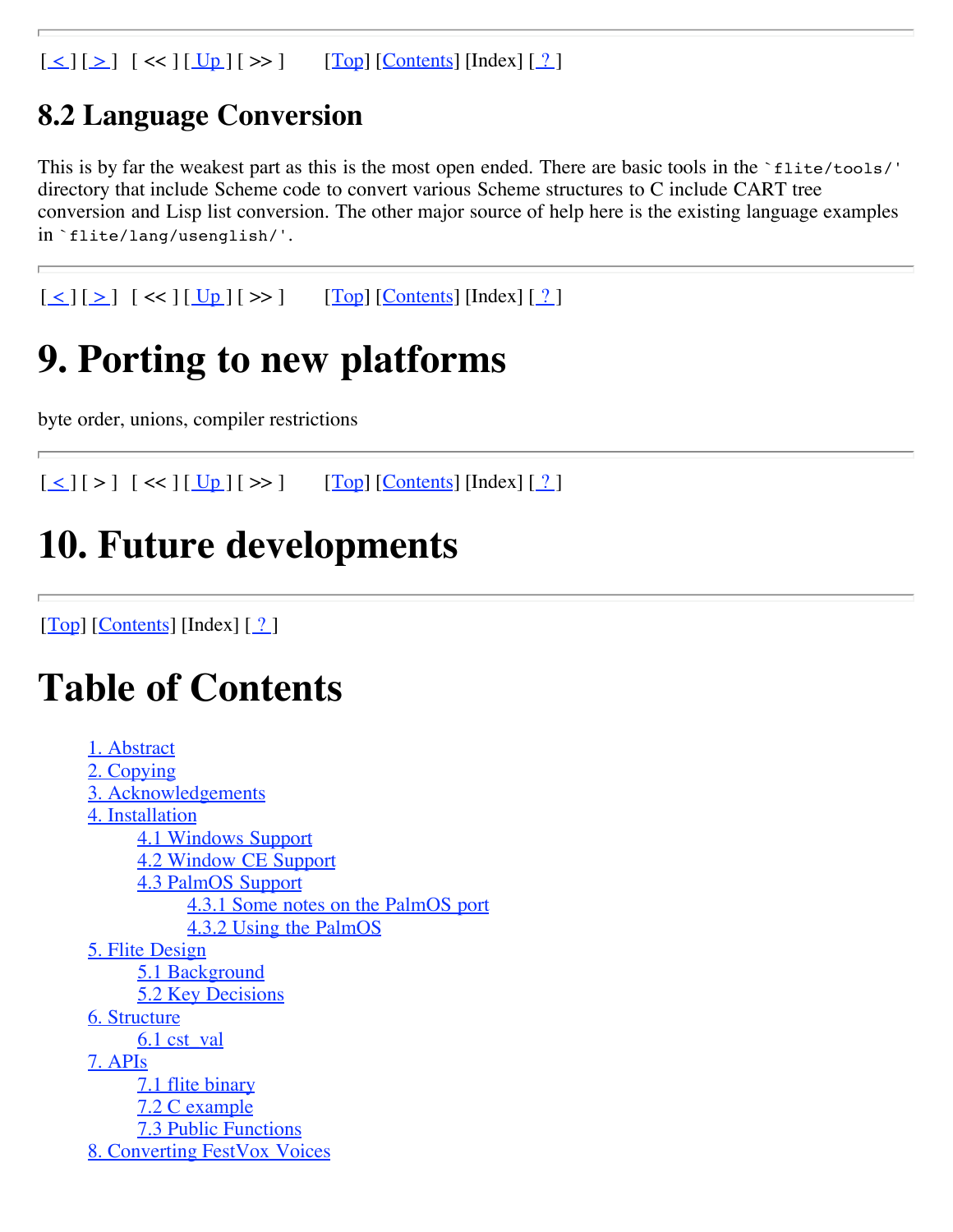## 8.2 Language Conversion

This is by far the weakest part as this is the most open ended. There are basic tools in the `flite/tools/' directory that include Scheme code to convert various Scheme structures to C include CART tree conversion and Lisp list conversion. The other major source of help here is the existing language examples in `flite/lang/usenglish/'.

# 9. Porting to new platforms

byte order, unions, compiler restrictions

# 10. Future developments

# Table of Contents

- 1. Abstract
- 2. Copying
- 3. Acknowledgements
- 4. Installation
  - 4.1 Windows Support
  - 4.2 Window CE Support
  - 4.3 PalmOS Support
    - 4.3.1 Some notes on the PalmOS port
    - 4.3.2 Using the PalmOS
- 5. Flite Design
  - 5.1 Background
  - 5.2 Key Decisions
- 6. Structure
  - 6.1 cst_val
- 7. APIs
  - 7.1 flite binary
  - 7.2 C example
  - 7.3 Public Functions
- 8. Converting FestVox Voices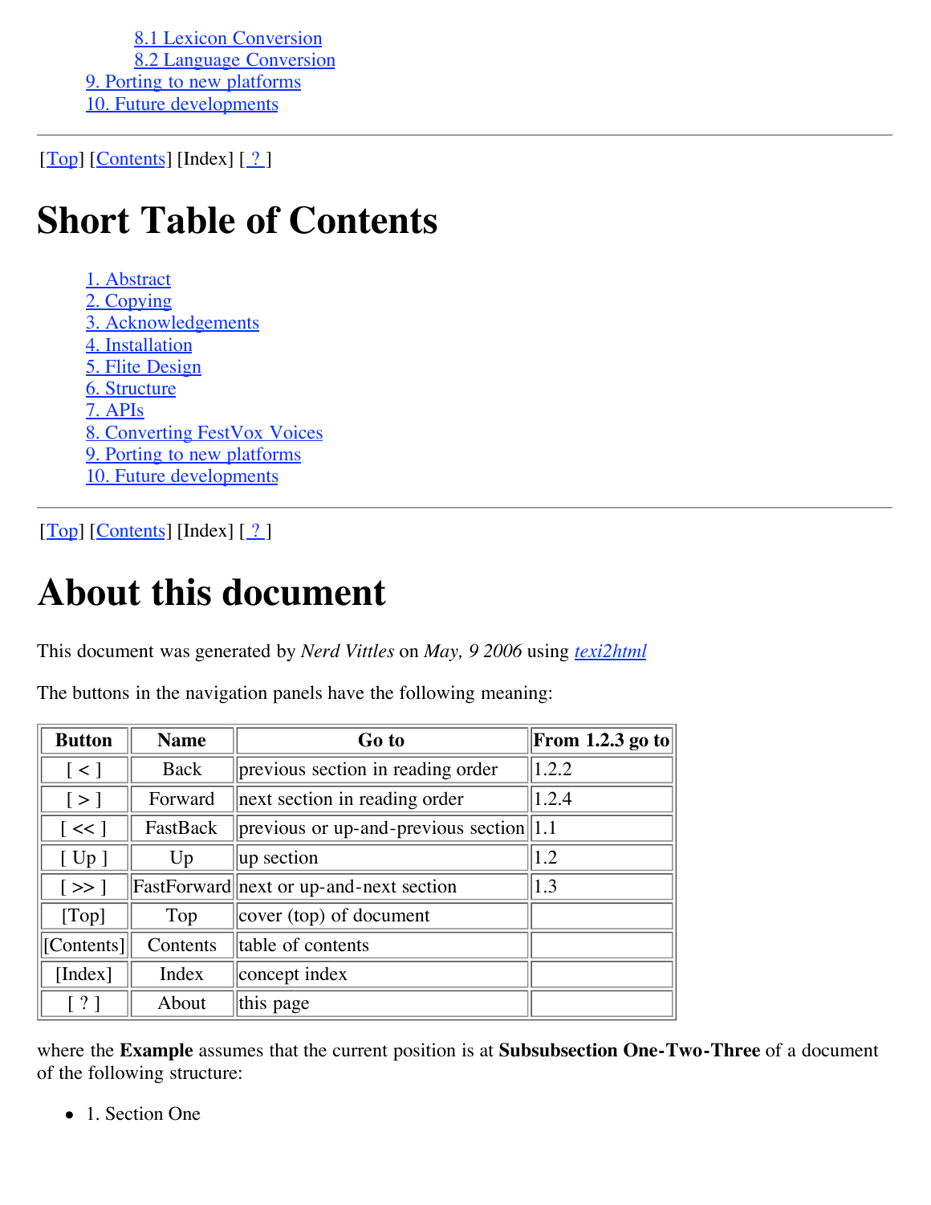- 8.1 Lexicon Conversion
- 8.2 Language Conversion
- 9. Porting to new platforms
- 10. Future developments

---

[Top] [Contents] [Index] [ ? ]

# Short Table of Contents

- 1. Abstract
- 2. Copying
- 3. Acknowledgements
- 4. Installation
- 5. Flite Design
- 6. Structure
- 7. APIs
- 8. Converting FestVox Voices
- 9. Porting to new platforms
- 10. Future developments

---

[Top] [Contents] [Index] [ ? ]

# About this document

This document was generated by *Nerd Vittles* on *May, 9 2006* using *texi2html*

The buttons in the navigation panels have the following meaning:

| Button | Name | Go to | From 1.2.3 go to |
|---|---|---|---|
| [ < ] | Back | previous section in reading order | 1.2.2 |
| [ > ] | Forward | next section in reading order | 1.2.4 |
| [ << ] | FastBack | previous or up-and-previous section | 1.1 |
| [ Up ] | Up | up section | 1.2 |
| [ >> ] | FastForward | next or up-and-next section | 1.3 |
| [Top] | Top | cover (top) of document | |
| [Contents] | Contents | table of contents | |
| [Index] | Index | concept index | |
| [ ? ] | About | this page | |

where the **Example** assumes that the current position is at **Subsubsection One-Two-Three** of a document of the following structure:

- 1. Section One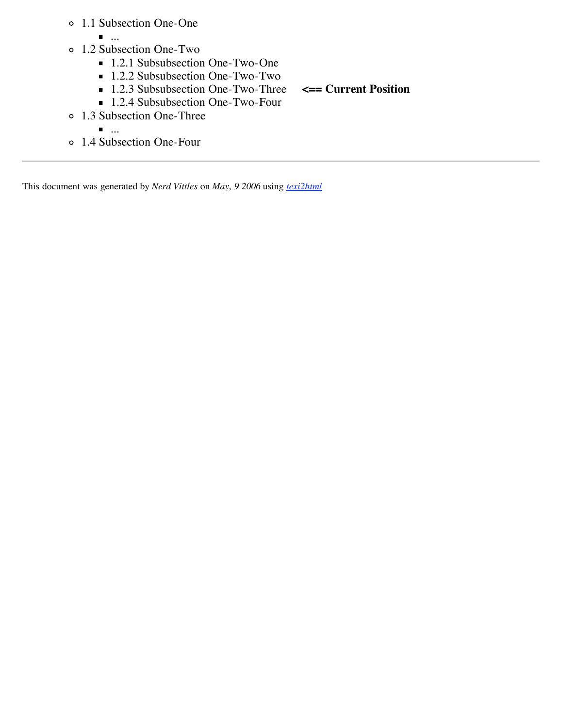- 1.1 Subsection One-One
  - ...
- 1.2 Subsection One-Two
  - 1.2.1 Subsubsection One-Two-One
  - 1.2.2 Subsubsection One-Two-Two
  - 1.2.3 Subsubsection One-Two-Three **<== Current Position**
  - 1.2.4 Subsubsection One-Two-Four
- 1.3 Subsection One-Three
  - ...
- 1.4 Subsection One-Four

---

This document was generated by *Nerd Vittles* on *May, 9 2006* using *texi2html*